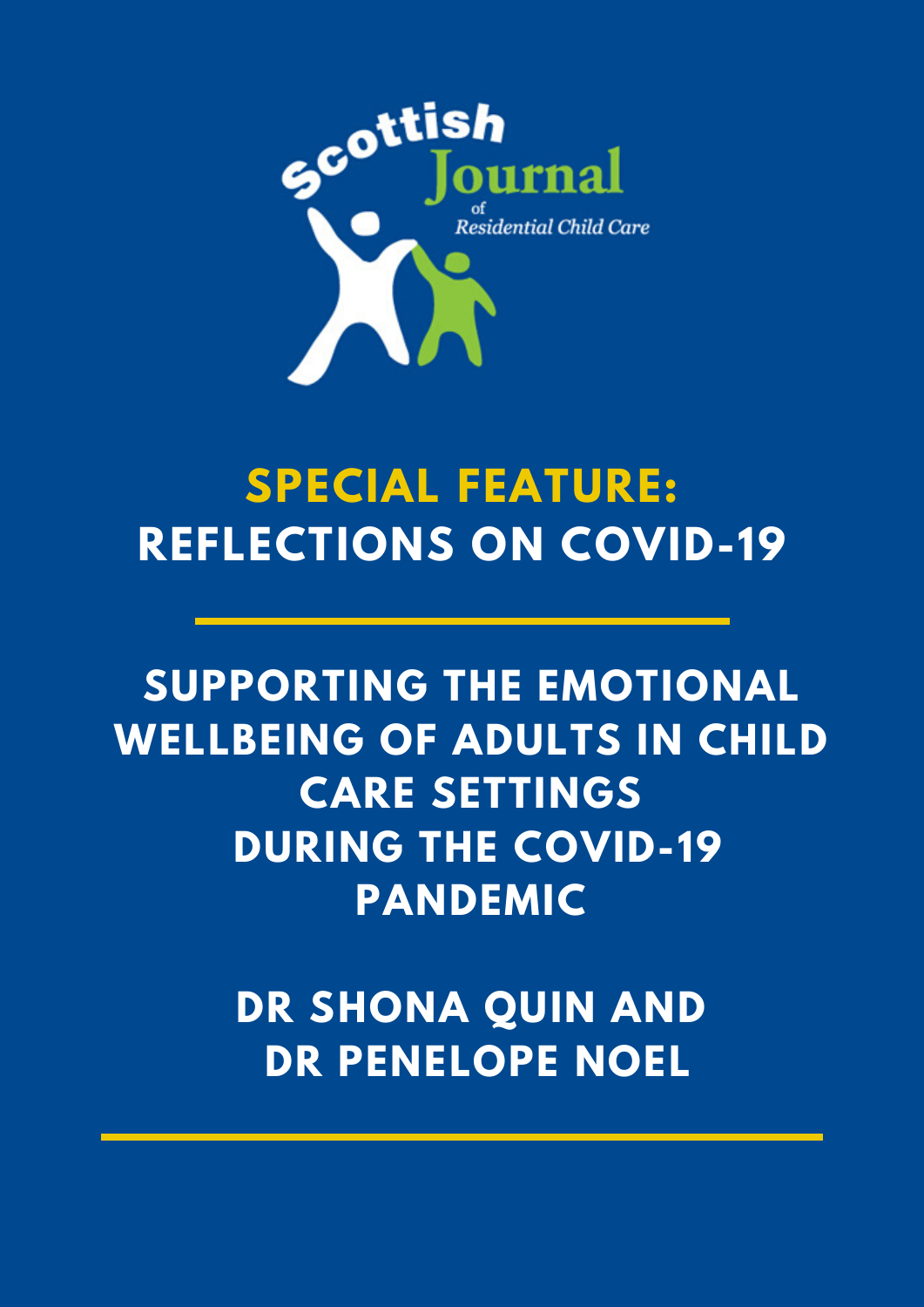Scottish Journal of Residential Child Care

# SPECIAL FEATURE: REFLECTIONS ON COVID-19

## SUPPORTING THE EMOTIONAL WELLBEING OF ADULTS IN CHILD CARE SETTINGS DURING THE COVID-19 PANDEMIC

**DR SHONA QUIN AND DR PENELOPE NOEL**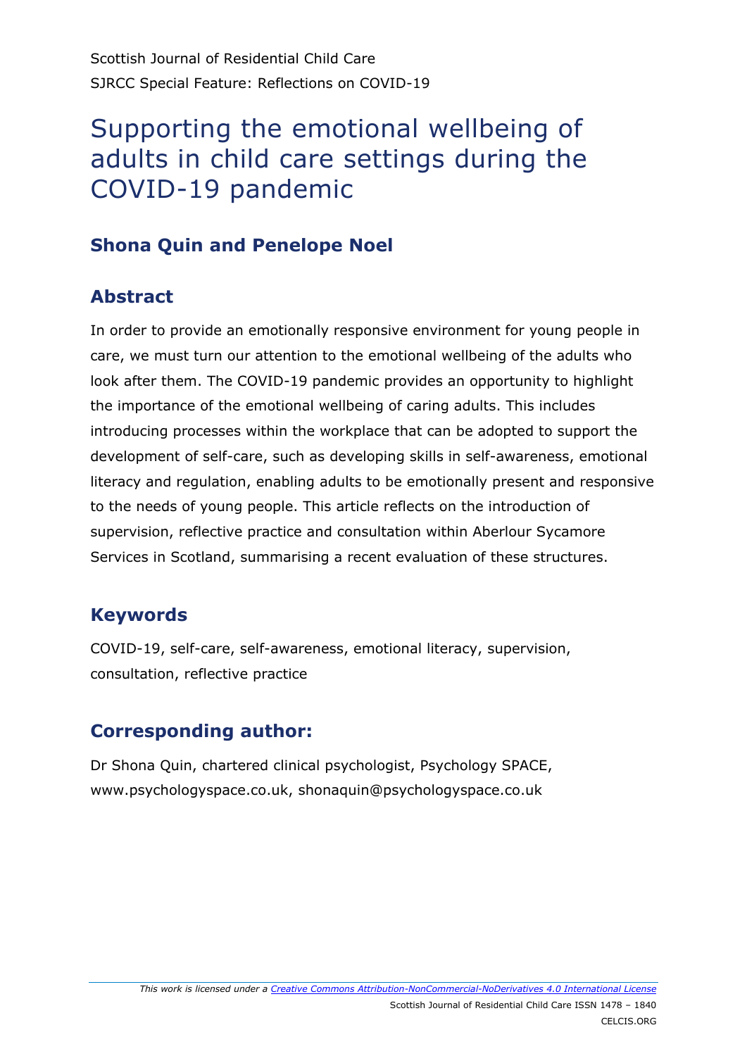Scottish Journal of Residential Child Care

SJRCC Special Feature: Reflections on COVID-19

# Supporting the emotional wellbeing of adults in child care settings during the COVID-19 pandemic

## Shona Quin and Penelope Noel

## Abstract

In order to provide an emotionally responsive environment for young people in care, we must turn our attention to the emotional wellbeing of the adults who look after them. The COVID-19 pandemic provides an opportunity to highlight the importance of the emotional wellbeing of caring adults. This includes introducing processes within the workplace that can be adopted to support the development of self-care, such as developing skills in self-awareness, emotional literacy and regulation, enabling adults to be emotionally present and responsive to the needs of young people. This article reflects on the introduction of supervision, reflective practice and consultation within Aberlour Sycamore Services in Scotland, summarising a recent evaluation of these structures.

## Keywords

COVID-19, self-care, self-awareness, emotional literacy, supervision, consultation, reflective practice

## Corresponding author:

Dr Shona Quin, chartered clinical psychologist, Psychology SPACE, www.psychologyspace.co.uk, shonaquin@psychologyspace.co.uk

*This work is licensed under a Creative Commons Attribution-NonCommercial-NoDerivatives 4.0 International License*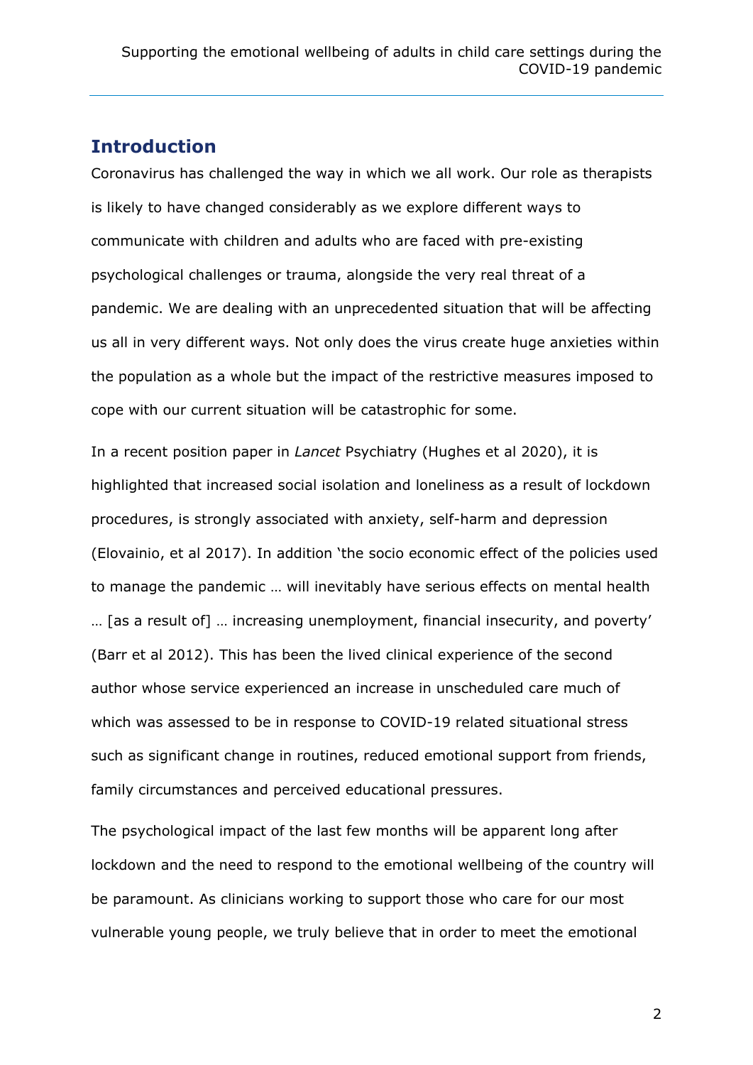## Introduction

Coronavirus has challenged the way in which we all work. Our role as therapists is likely to have changed considerably as we explore different ways to communicate with children and adults who are faced with pre-existing psychological challenges or trauma, alongside the very real threat of a pandemic. We are dealing with an unprecedented situation that will be affecting us all in very different ways. Not only does the virus create huge anxieties within the population as a whole but the impact of the restrictive measures imposed to cope with our current situation will be catastrophic for some.

In a recent position paper in *Lancet* Psychiatry (Hughes et al 2020), it is highlighted that increased social isolation and loneliness as a result of lockdown procedures, is strongly associated with anxiety, self-harm and depression (Elovainio, et al 2017). In addition 'the socio economic effect of the policies used to manage the pandemic … will inevitably have serious effects on mental health … [as a result of] … increasing unemployment, financial insecurity, and poverty' (Barr et al 2012). This has been the lived clinical experience of the second author whose service experienced an increase in unscheduled care much of which was assessed to be in response to COVID-19 related situational stress such as significant change in routines, reduced emotional support from friends, family circumstances and perceived educational pressures.

The psychological impact of the last few months will be apparent long after lockdown and the need to respond to the emotional wellbeing of the country will be paramount. As clinicians working to support those who care for our most vulnerable young people, we truly believe that in order to meet the emotional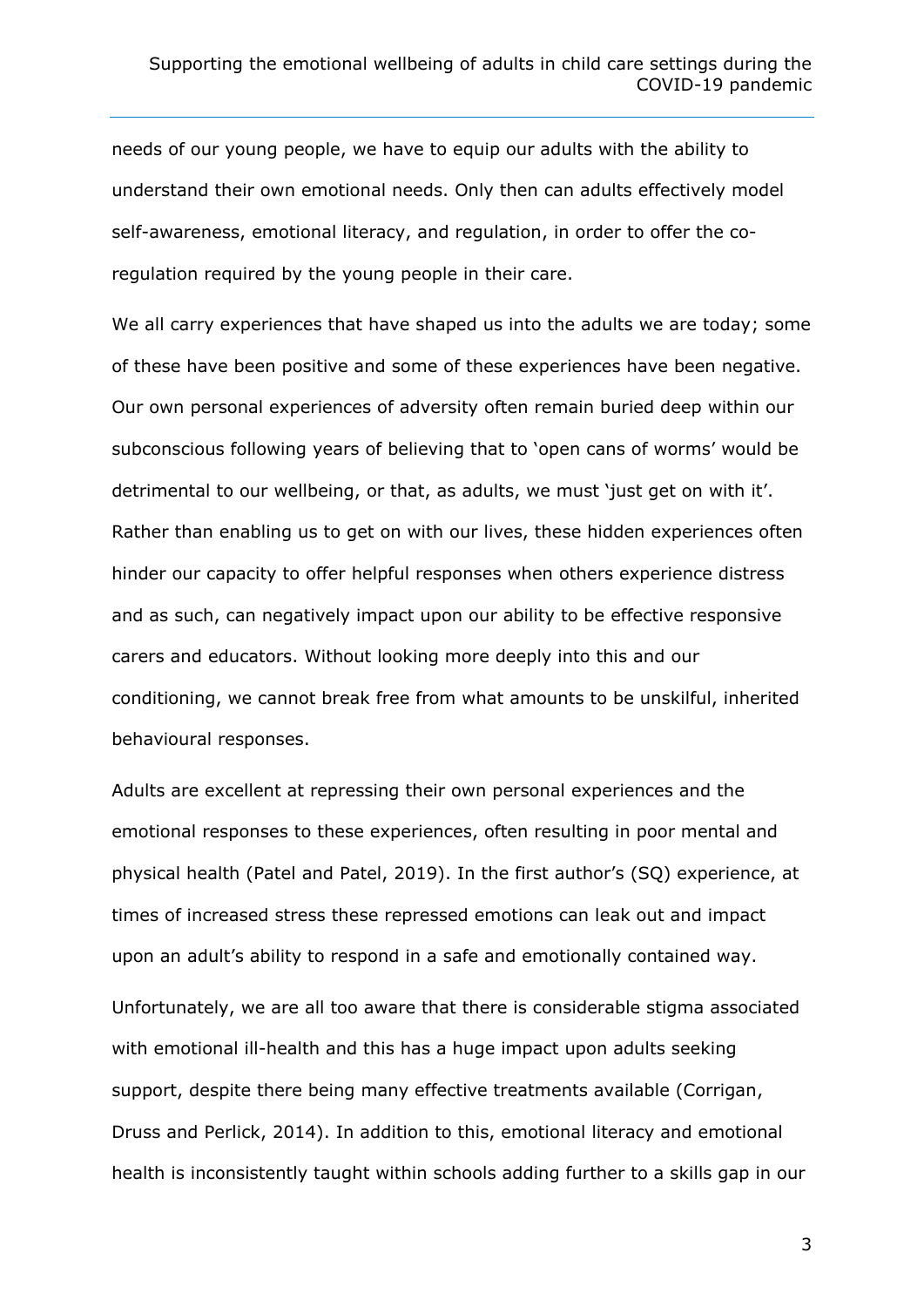needs of our young people, we have to equip our adults with the ability to understand their own emotional needs. Only then can adults effectively model self-awareness, emotional literacy, and regulation, in order to offer the co-regulation required by the young people in their care.

We all carry experiences that have shaped us into the adults we are today; some of these have been positive and some of these experiences have been negative. Our own personal experiences of adversity often remain buried deep within our subconscious following years of believing that to 'open cans of worms' would be detrimental to our wellbeing, or that, as adults, we must 'just get on with it'. Rather than enabling us to get on with our lives, these hidden experiences often hinder our capacity to offer helpful responses when others experience distress and as such, can negatively impact upon our ability to be effective responsive carers and educators. Without looking more deeply into this and our conditioning, we cannot break free from what amounts to be unskilful, inherited behavioural responses.

Adults are excellent at repressing their own personal experiences and the emotional responses to these experiences, often resulting in poor mental and physical health (Patel and Patel, 2019). In the first author's (SQ) experience, at times of increased stress these repressed emotions can leak out and impact upon an adult's ability to respond in a safe and emotionally contained way.

Unfortunately, we are all too aware that there is considerable stigma associated with emotional ill-health and this has a huge impact upon adults seeking support, despite there being many effective treatments available (Corrigan, Druss and Perlick, 2014). In addition to this, emotional literacy and emotional health is inconsistently taught within schools adding further to a skills gap in our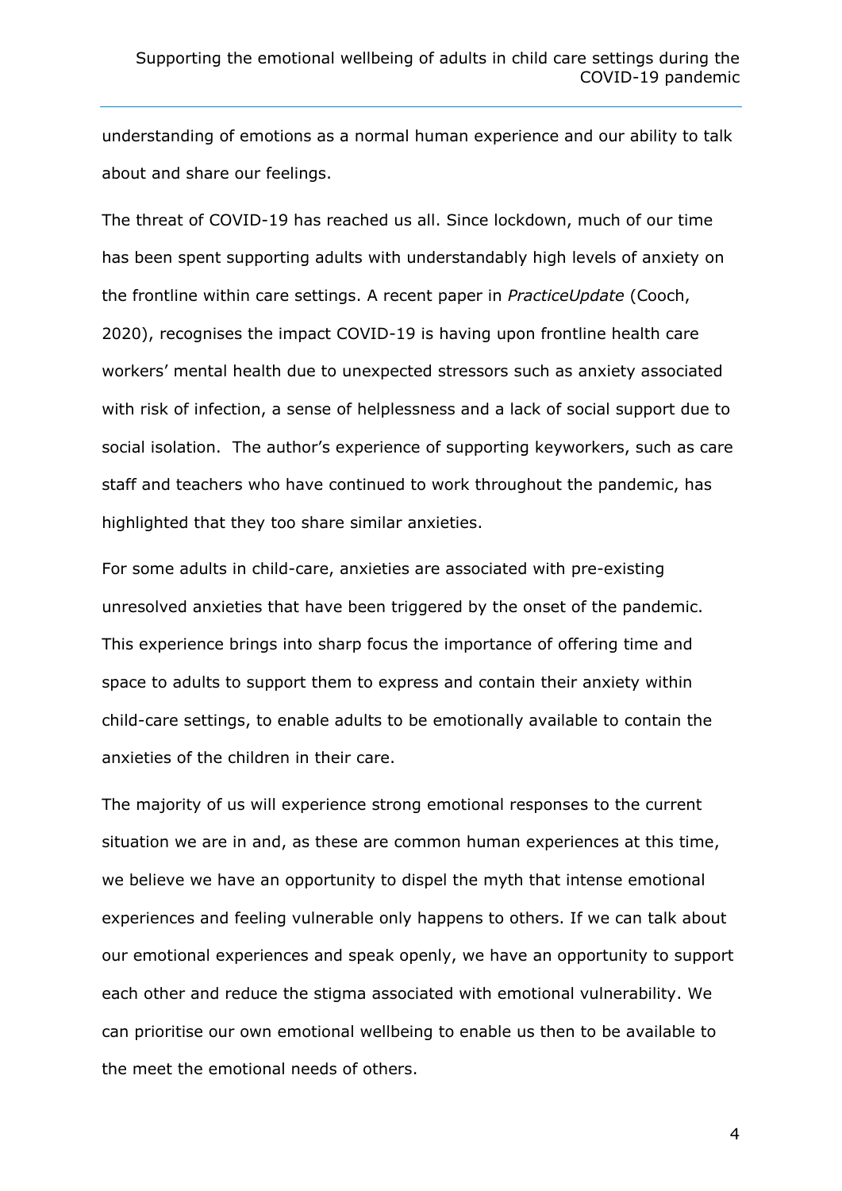understanding of emotions as a normal human experience and our ability to talk about and share our feelings.

The threat of COVID-19 has reached us all. Since lockdown, much of our time has been spent supporting adults with understandably high levels of anxiety on the frontline within care settings. A recent paper in *PracticeUpdate* (Cooch, 2020), recognises the impact COVID-19 is having upon frontline health care workers' mental health due to unexpected stressors such as anxiety associated with risk of infection, a sense of helplessness and a lack of social support due to social isolation. The author's experience of supporting keyworkers, such as care staff and teachers who have continued to work throughout the pandemic, has highlighted that they too share similar anxieties.

For some adults in child-care, anxieties are associated with pre-existing unresolved anxieties that have been triggered by the onset of the pandemic. This experience brings into sharp focus the importance of offering time and space to adults to support them to express and contain their anxiety within child-care settings, to enable adults to be emotionally available to contain the anxieties of the children in their care.

The majority of us will experience strong emotional responses to the current situation we are in and, as these are common human experiences at this time, we believe we have an opportunity to dispel the myth that intense emotional experiences and feeling vulnerable only happens to others. If we can talk about our emotional experiences and speak openly, we have an opportunity to support each other and reduce the stigma associated with emotional vulnerability. We can prioritise our own emotional wellbeing to enable us then to be available to the meet the emotional needs of others.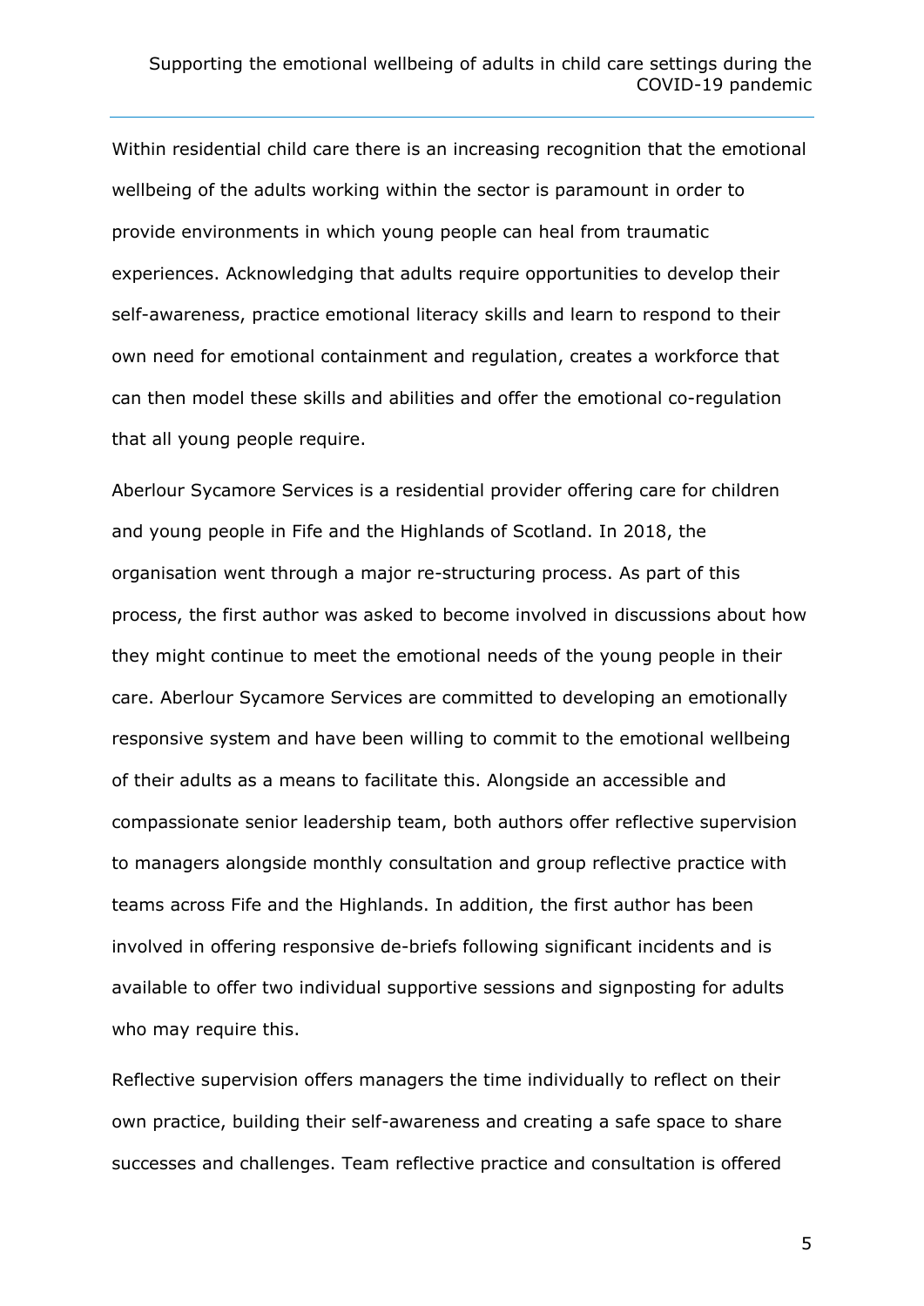Within residential child care there is an increasing recognition that the emotional wellbeing of the adults working within the sector is paramount in order to provide environments in which young people can heal from traumatic experiences. Acknowledging that adults require opportunities to develop their self-awareness, practice emotional literacy skills and learn to respond to their own need for emotional containment and regulation, creates a workforce that can then model these skills and abilities and offer the emotional co-regulation that all young people require.

Aberlour Sycamore Services is a residential provider offering care for children and young people in Fife and the Highlands of Scotland. In 2018, the organisation went through a major re-structuring process. As part of this process, the first author was asked to become involved in discussions about how they might continue to meet the emotional needs of the young people in their care. Aberlour Sycamore Services are committed to developing an emotionally responsive system and have been willing to commit to the emotional wellbeing of their adults as a means to facilitate this. Alongside an accessible and compassionate senior leadership team, both authors offer reflective supervision to managers alongside monthly consultation and group reflective practice with teams across Fife and the Highlands. In addition, the first author has been involved in offering responsive de-briefs following significant incidents and is available to offer two individual supportive sessions and signposting for adults who may require this.

Reflective supervision offers managers the time individually to reflect on their own practice, building their self-awareness and creating a safe space to share successes and challenges. Team reflective practice and consultation is offered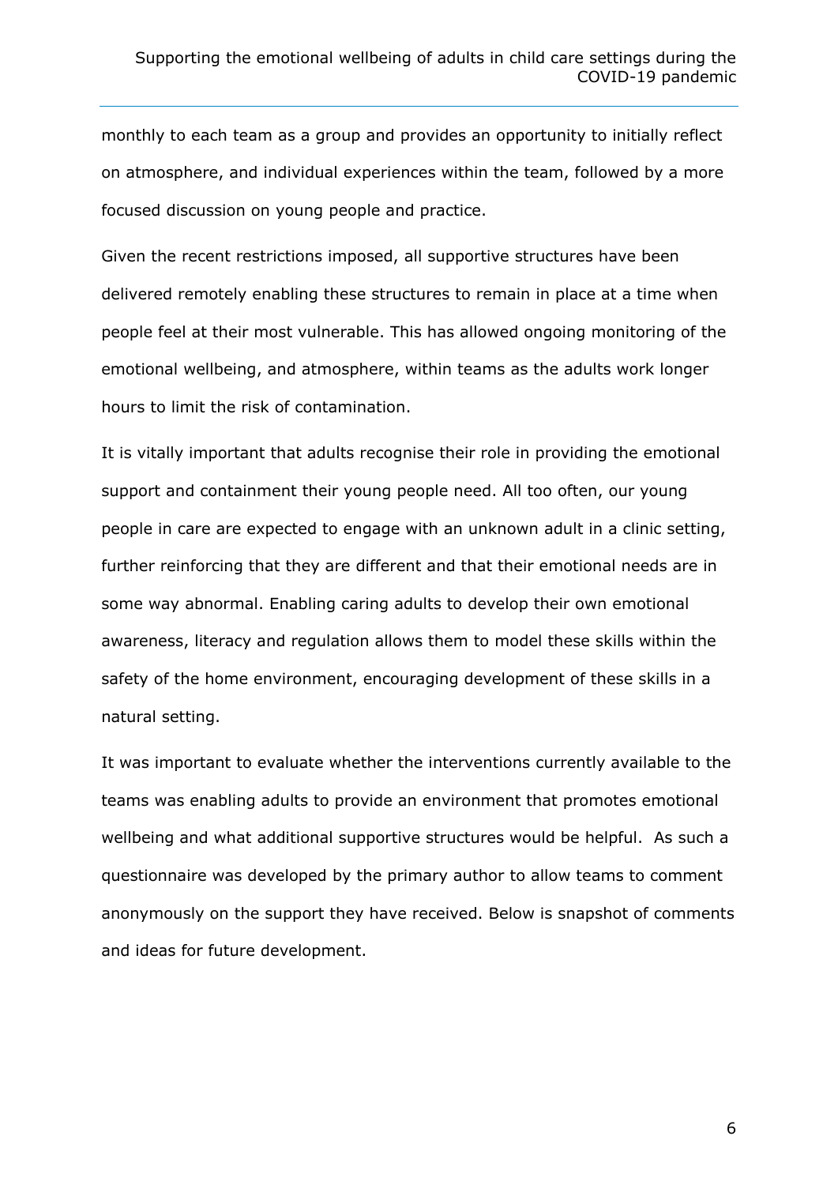monthly to each team as a group and provides an opportunity to initially reflect on atmosphere, and individual experiences within the team, followed by a more focused discussion on young people and practice.

Given the recent restrictions imposed, all supportive structures have been delivered remotely enabling these structures to remain in place at a time when people feel at their most vulnerable. This has allowed ongoing monitoring of the emotional wellbeing, and atmosphere, within teams as the adults work longer hours to limit the risk of contamination.

It is vitally important that adults recognise their role in providing the emotional support and containment their young people need. All too often, our young people in care are expected to engage with an unknown adult in a clinic setting, further reinforcing that they are different and that their emotional needs are in some way abnormal. Enabling caring adults to develop their own emotional awareness, literacy and regulation allows them to model these skills within the safety of the home environment, encouraging development of these skills in a natural setting.

It was important to evaluate whether the interventions currently available to the teams was enabling adults to provide an environment that promotes emotional wellbeing and what additional supportive structures would be helpful. As such a questionnaire was developed by the primary author to allow teams to comment anonymously on the support they have received. Below is snapshot of comments and ideas for future development.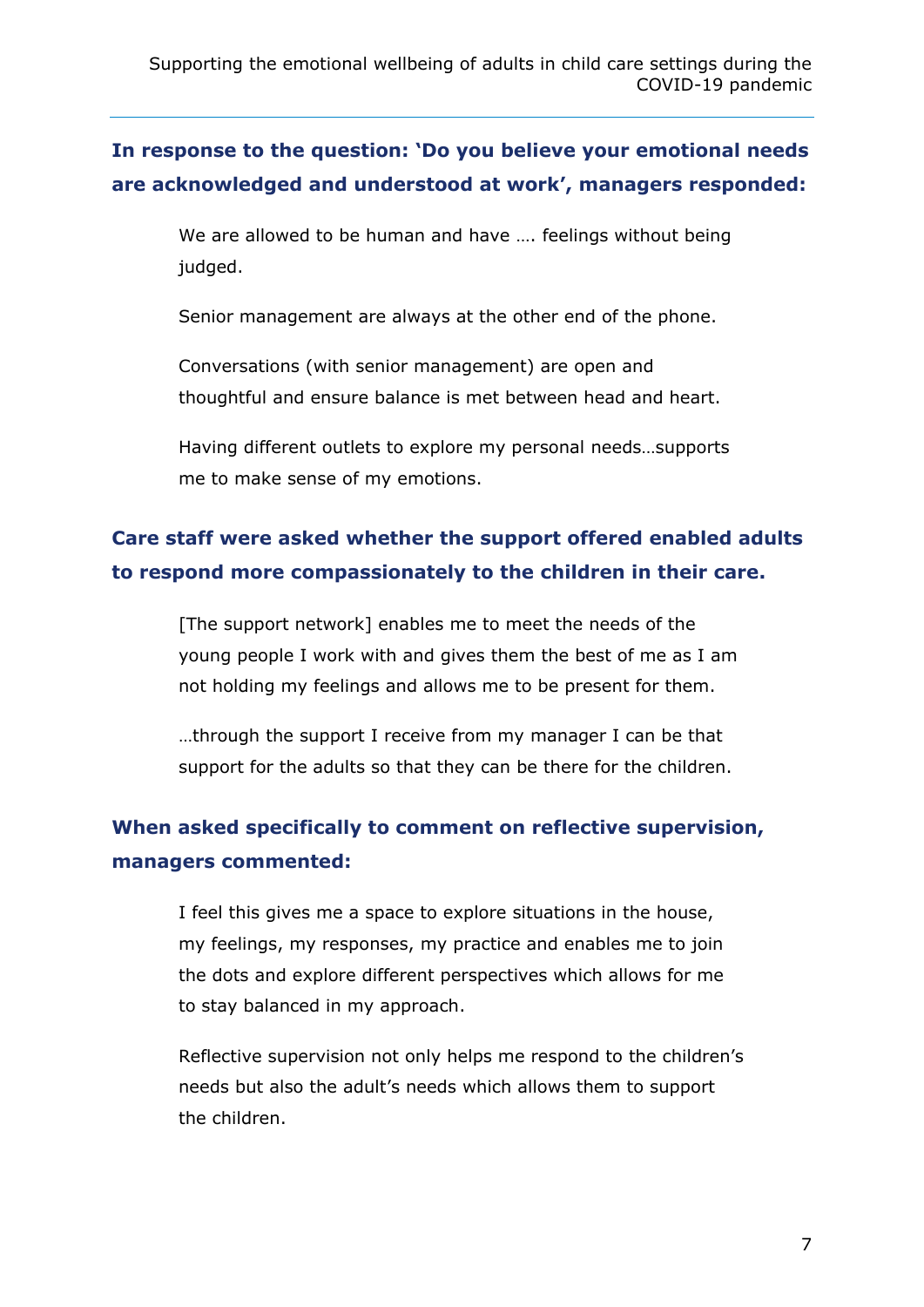**In response to the question: 'Do you believe your emotional needs are acknowledged and understood at work', managers responded:**

> We are allowed to be human and have …. feelings without being judged.
>
> Senior management are always at the other end of the phone.
>
> Conversations (with senior management) are open and thoughtful and ensure balance is met between head and heart.
>
> Having different outlets to explore my personal needs…supports me to make sense of my emotions.

**Care staff were asked whether the support offered enabled adults to respond more compassionately to the children in their care.**

> [The support network] enables me to meet the needs of the young people I work with and gives them the best of me as I am not holding my feelings and allows me to be present for them.
>
> …through the support I receive from my manager I can be that support for the adults so that they can be there for the children.

**When asked specifically to comment on reflective supervision, managers commented:**

> I feel this gives me a space to explore situations in the house, my feelings, my responses, my practice and enables me to join the dots and explore different perspectives which allows for me to stay balanced in my approach.
>
> Reflective supervision not only helps me respond to the children's needs but also the adult's needs which allows them to support the children.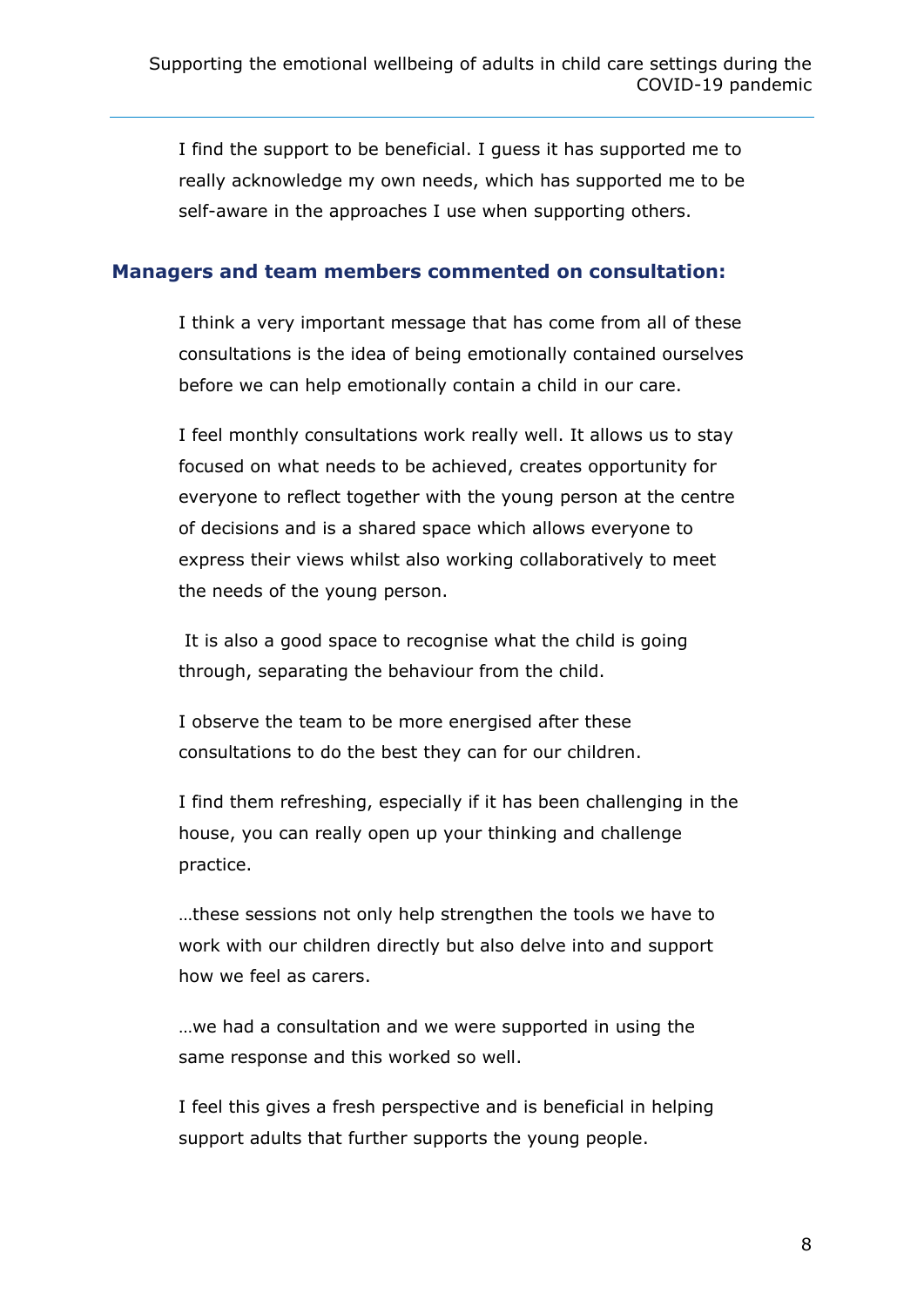I find the support to be beneficial. I guess it has supported me to really acknowledge my own needs, which has supported me to be self-aware in the approaches I use when supporting others.

### Managers and team members commented on consultation:

I think a very important message that has come from all of these consultations is the idea of being emotionally contained ourselves before we can help emotionally contain a child in our care.

I feel monthly consultations work really well. It allows us to stay focused on what needs to be achieved, creates opportunity for everyone to reflect together with the young person at the centre of decisions and is a shared space which allows everyone to express their views whilst also working collaboratively to meet the needs of the young person.

It is also a good space to recognise what the child is going through, separating the behaviour from the child.

I observe the team to be more energised after these consultations to do the best they can for our children.

I find them refreshing, especially if it has been challenging in the house, you can really open up your thinking and challenge practice.

…these sessions not only help strengthen the tools we have to work with our children directly but also delve into and support how we feel as carers.

…we had a consultation and we were supported in using the same response and this worked so well.

I feel this gives a fresh perspective and is beneficial in helping support adults that further supports the young people.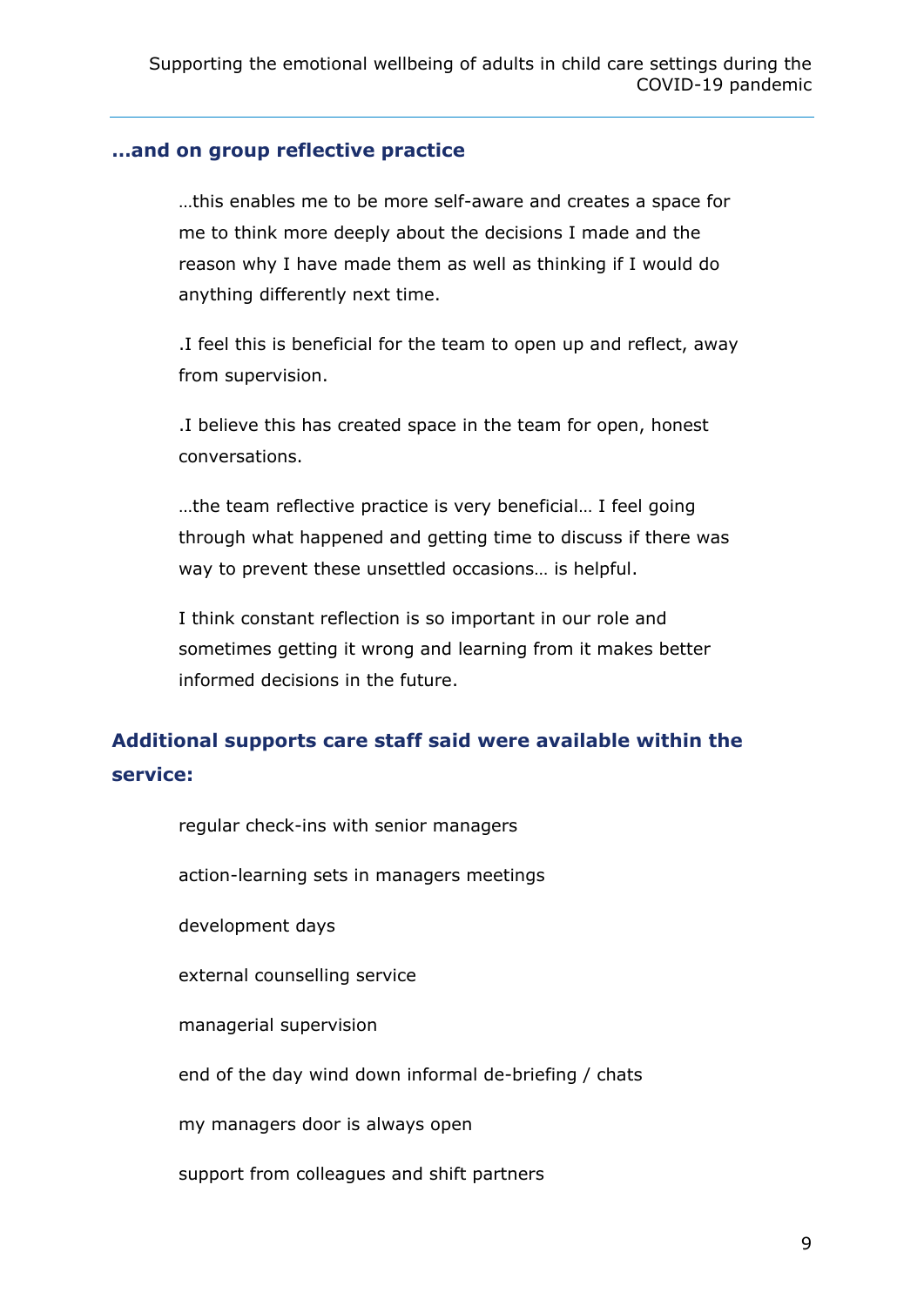### …and on group reflective practice

> …this enables me to be more self-aware and creates a space for me to think more deeply about the decisions I made and the reason why I have made them as well as thinking if I would do anything differently next time.
>
> .I feel this is beneficial for the team to open up and reflect, away from supervision.
>
> .I believe this has created space in the team for open, honest conversations.
>
> …the team reflective practice is very beneficial… I feel going through what happened and getting time to discuss if there was way to prevent these unsettled occasions… is helpful.
>
> I think constant reflection is so important in our role and sometimes getting it wrong and learning from it makes better informed decisions in the future.

## Additional supports care staff said were available within the service:

> regular check-ins with senior managers
>
> action-learning sets in managers meetings
>
> development days
>
> external counselling service
>
> managerial supervision
>
> end of the day wind down informal de-briefing / chats
>
> my managers door is always open
>
> support from colleagues and shift partners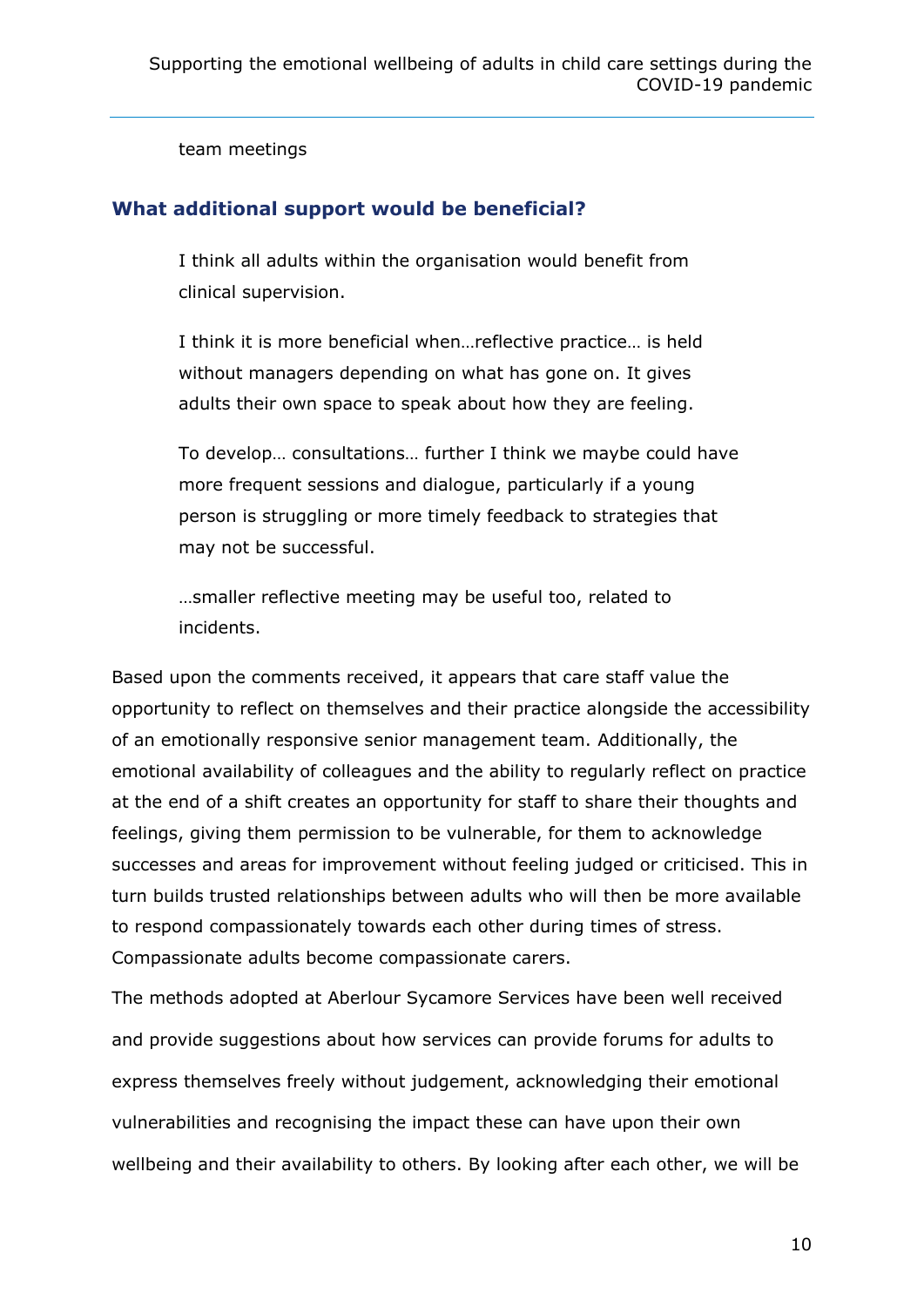team meetings

### What additional support would be beneficial?

> I think all adults within the organisation would benefit from clinical supervision.
>
> I think it is more beneficial when…reflective practice… is held without managers depending on what has gone on. It gives adults their own space to speak about how they are feeling.
>
> To develop… consultations… further I think we maybe could have more frequent sessions and dialogue, particularly if a young person is struggling or more timely feedback to strategies that may not be successful.
>
> …smaller reflective meeting may be useful too, related to incidents.

Based upon the comments received, it appears that care staff value the opportunity to reflect on themselves and their practice alongside the accessibility of an emotionally responsive senior management team. Additionally, the emotional availability of colleagues and the ability to regularly reflect on practice at the end of a shift creates an opportunity for staff to share their thoughts and feelings, giving them permission to be vulnerable, for them to acknowledge successes and areas for improvement without feeling judged or criticised. This in turn builds trusted relationships between adults who will then be more available to respond compassionately towards each other during times of stress. Compassionate adults become compassionate carers.

The methods adopted at Aberlour Sycamore Services have been well received and provide suggestions about how services can provide forums for adults to express themselves freely without judgement, acknowledging their emotional vulnerabilities and recognising the impact these can have upon their own wellbeing and their availability to others. By looking after each other, we will be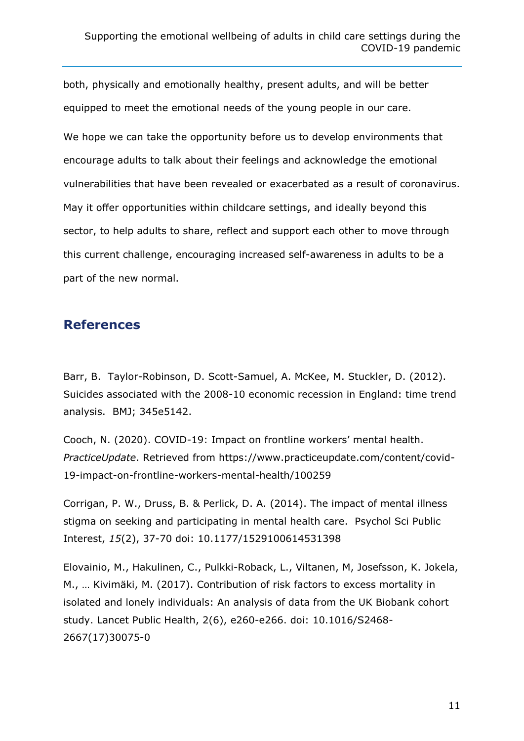both, physically and emotionally healthy, present adults, and will be better equipped to meet the emotional needs of the young people in our care.

We hope we can take the opportunity before us to develop environments that encourage adults to talk about their feelings and acknowledge the emotional vulnerabilities that have been revealed or exacerbated as a result of coronavirus. May it offer opportunities within childcare settings, and ideally beyond this sector, to help adults to share, reflect and support each other to move through this current challenge, encouraging increased self-awareness in adults to be a part of the new normal.

## References

Barr, B. Taylor-Robinson, D. Scott-Samuel, A. McKee, M. Stuckler, D. (2012). Suicides associated with the 2008-10 economic recession in England: time trend analysis. BMJ; 345e5142.

Cooch, N. (2020). COVID-19: Impact on frontline workers' mental health. *PracticeUpdate*. Retrieved from https://www.practiceupdate.com/content/covid-19-impact-on-frontline-workers-mental-health/100259

Corrigan, P. W., Druss, B. & Perlick, D. A. (2014). The impact of mental illness stigma on seeking and participating in mental health care. Psychol Sci Public Interest, *15*(2), 37-70 doi: 10.1177/1529100614531398

Elovainio, M., Hakulinen, C., Pulkki-Roback, L., Viltanen, M, Josefsson, K. Jokela, M., … Kivimäki, M. (2017). Contribution of risk factors to excess mortality in isolated and lonely individuals: An analysis of data from the UK Biobank cohort study. Lancet Public Health, 2(6), e260-e266. doi: 10.1016/S2468-2667(17)30075-0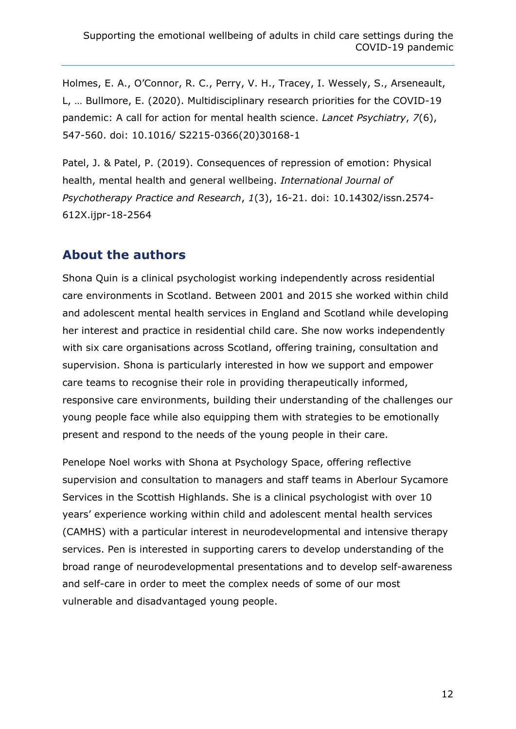Holmes, E. A., O'Connor, R. C., Perry, V. H., Tracey, I. Wessely, S., Arseneault, L, … Bullmore, E. (2020). Multidisciplinary research priorities for the COVID-19 pandemic: A call for action for mental health science. *Lancet Psychiatry*, *7*(6), 547-560. doi: 10.1016/ S2215-0366(20)30168-1

Patel, J. & Patel, P. (2019). Consequences of repression of emotion: Physical health, mental health and general wellbeing. *International Journal of Psychotherapy Practice and Research*, *1*(3), 16-21. doi: 10.14302/issn.2574-612X.ijpr-18-2564

## About the authors

Shona Quin is a clinical psychologist working independently across residential care environments in Scotland. Between 2001 and 2015 she worked within child and adolescent mental health services in England and Scotland while developing her interest and practice in residential child care. She now works independently with six care organisations across Scotland, offering training, consultation and supervision. Shona is particularly interested in how we support and empower care teams to recognise their role in providing therapeutically informed, responsive care environments, building their understanding of the challenges our young people face while also equipping them with strategies to be emotionally present and respond to the needs of the young people in their care.

Penelope Noel works with Shona at Psychology Space, offering reflective supervision and consultation to managers and staff teams in Aberlour Sycamore Services in the Scottish Highlands. She is a clinical psychologist with over 10 years' experience working within child and adolescent mental health services (CAMHS) with a particular interest in neurodevelopmental and intensive therapy services. Pen is interested in supporting carers to develop understanding of the broad range of neurodevelopmental presentations and to develop self-awareness and self-care in order to meet the complex needs of some of our most vulnerable and disadvantaged young people.